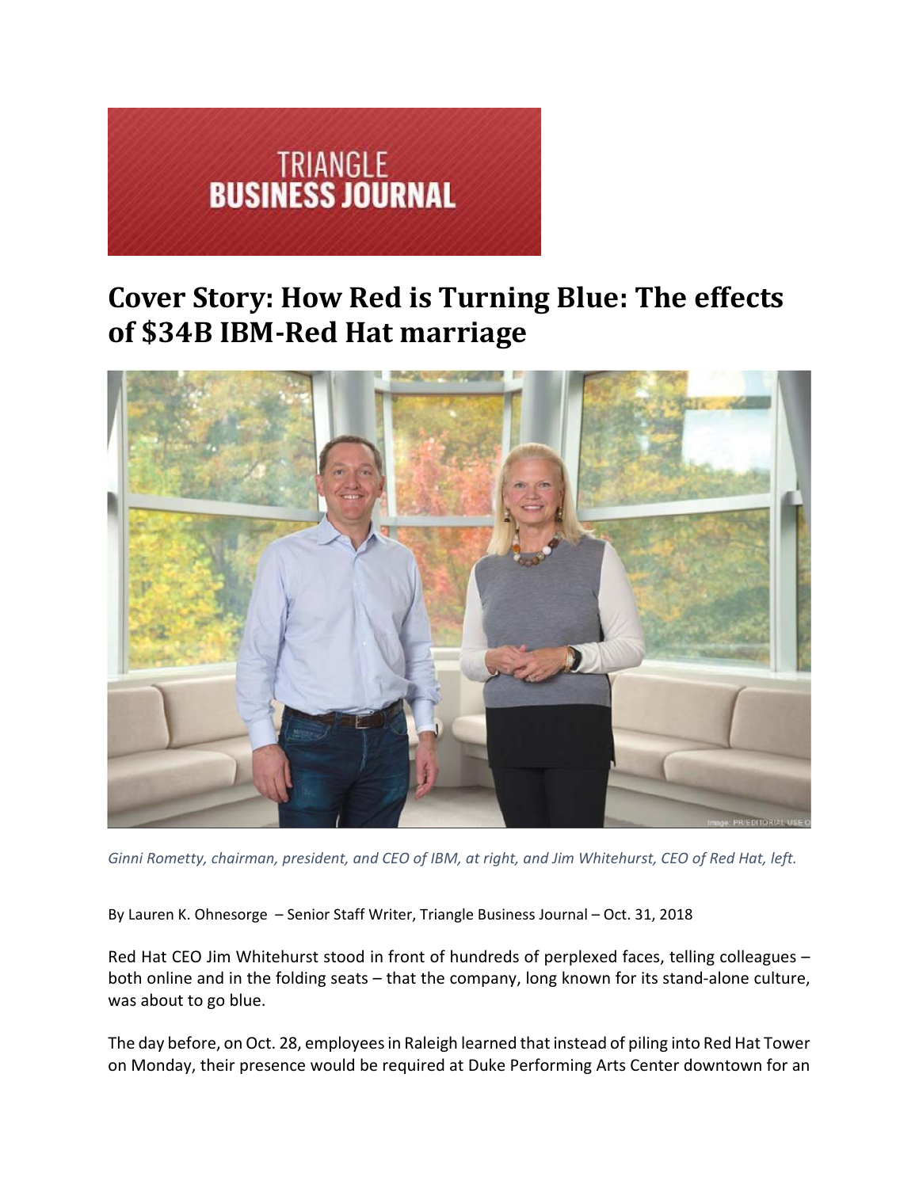TRIANGLE
**BUSINESS JOURNAL**

# Cover Story: How Red is Turning Blue: The effects of $34B IBM-Red Hat marriage

*Ginni Rometty, chairman, president, and CEO of IBM, at right, and Jim Whitehurst, CEO of Red Hat, left.*

By Lauren K. Ohnesorge – Senior Staff Writer, Triangle Business Journal – Oct. 31, 2018

Red Hat CEO Jim Whitehurst stood in front of hundreds of perplexed faces, telling colleagues – both online and in the folding seats – that the company, long known for its stand-alone culture, was about to go blue.

The day before, on Oct. 28, employees in Raleigh learned that instead of piling into Red Hat Tower on Monday, their presence would be required at Duke Performing Arts Center downtown for an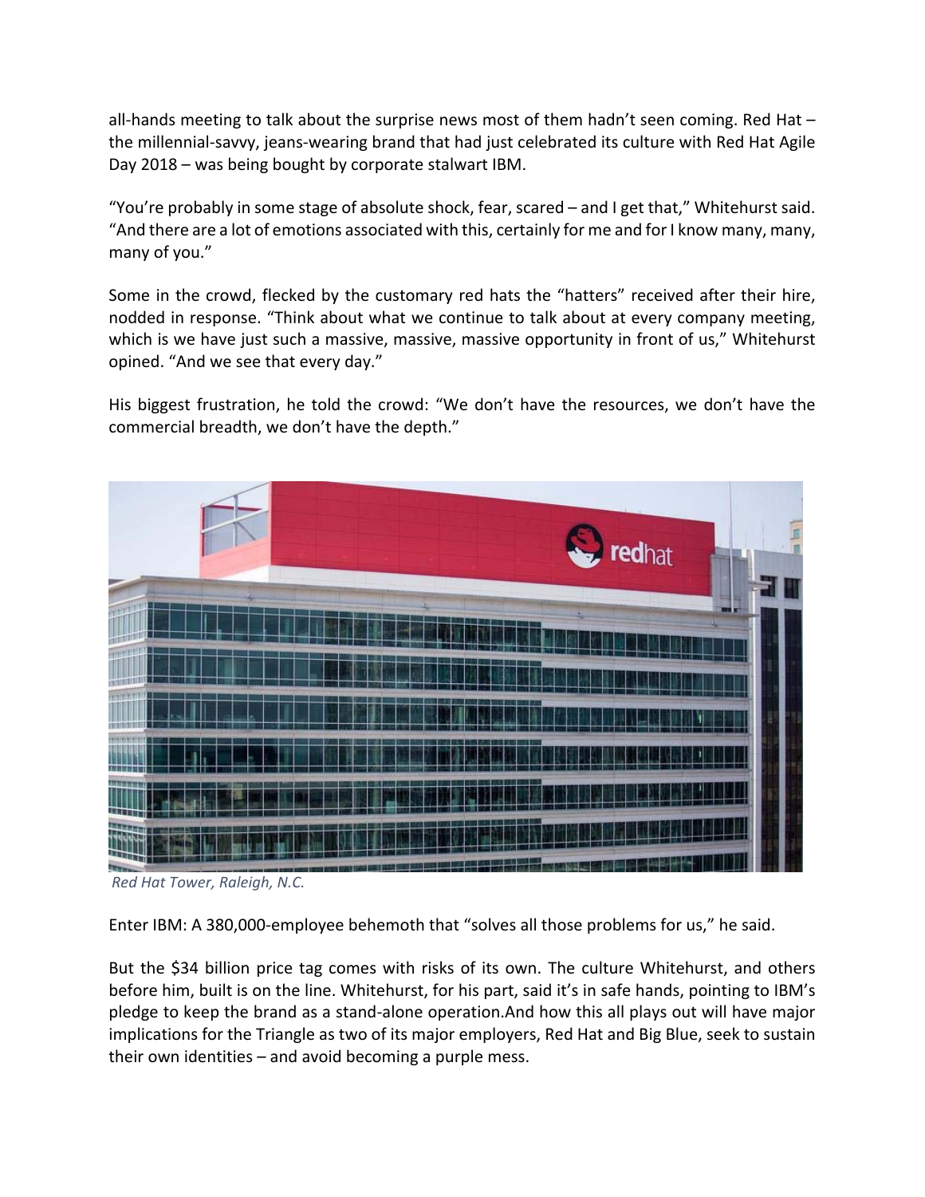all-hands meeting to talk about the surprise news most of them hadn't seen coming. Red Hat – the millennial-savvy, jeans-wearing brand that had just celebrated its culture with Red Hat Agile Day 2018 – was being bought by corporate stalwart IBM.

"You're probably in some stage of absolute shock, fear, scared – and I get that," Whitehurst said. "And there are a lot of emotions associated with this, certainly for me and for I know many, many, many of you."

Some in the crowd, flecked by the customary red hats the "hatters" received after their hire, nodded in response. "Think about what we continue to talk about at every company meeting, which is we have just such a massive, massive, massive opportunity in front of us," Whitehurst opined. "And we see that every day."

His biggest frustration, he told the crowd: "We don't have the resources, we don't have the commercial breadth, we don't have the depth."

*Red Hat Tower, Raleigh, N.C.*

Enter IBM: A 380,000-employee behemoth that "solves all those problems for us," he said.

But the $34 billion price tag comes with risks of its own. The culture Whitehurst, and others before him, built is on the line. Whitehurst, for his part, said it's in safe hands, pointing to IBM's pledge to keep the brand as a stand-alone operation.And how this all plays out will have major implications for the Triangle as two of its major employers, Red Hat and Big Blue, seek to sustain their own identities – and avoid becoming a purple mess.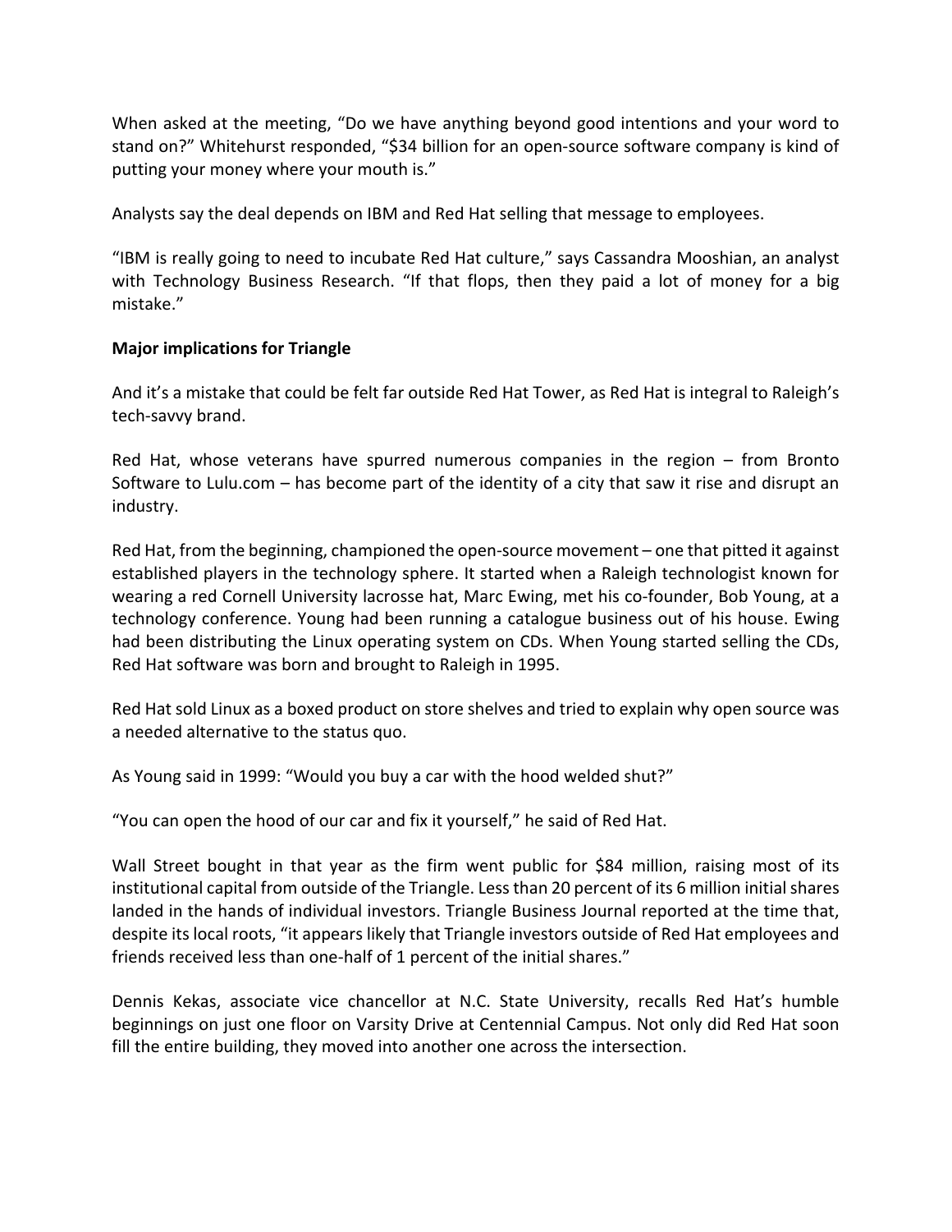When asked at the meeting, "Do we have anything beyond good intentions and your word to stand on?" Whitehurst responded, "$34 billion for an open-source software company is kind of putting your money where your mouth is."

Analysts say the deal depends on IBM and Red Hat selling that message to employees.

"IBM is really going to need to incubate Red Hat culture," says Cassandra Mooshian, an analyst with Technology Business Research. "If that flops, then they paid a lot of money for a big mistake."

**Major implications for Triangle**

And it's a mistake that could be felt far outside Red Hat Tower, as Red Hat is integral to Raleigh's tech-savvy brand.

Red Hat, whose veterans have spurred numerous companies in the region – from Bronto Software to Lulu.com – has become part of the identity of a city that saw it rise and disrupt an industry.

Red Hat, from the beginning, championed the open-source movement – one that pitted it against established players in the technology sphere. It started when a Raleigh technologist known for wearing a red Cornell University lacrosse hat, Marc Ewing, met his co-founder, Bob Young, at a technology conference. Young had been running a catalogue business out of his house. Ewing had been distributing the Linux operating system on CDs. When Young started selling the CDs, Red Hat software was born and brought to Raleigh in 1995.

Red Hat sold Linux as a boxed product on store shelves and tried to explain why open source was a needed alternative to the status quo.

As Young said in 1999: "Would you buy a car with the hood welded shut?"

"You can open the hood of our car and fix it yourself," he said of Red Hat.

Wall Street bought in that year as the firm went public for $84 million, raising most of its institutional capital from outside of the Triangle. Less than 20 percent of its 6 million initial shares landed in the hands of individual investors. Triangle Business Journal reported at the time that, despite its local roots, "it appears likely that Triangle investors outside of Red Hat employees and friends received less than one-half of 1 percent of the initial shares."

Dennis Kekas, associate vice chancellor at N.C. State University, recalls Red Hat's humble beginnings on just one floor on Varsity Drive at Centennial Campus. Not only did Red Hat soon fill the entire building, they moved into another one across the intersection.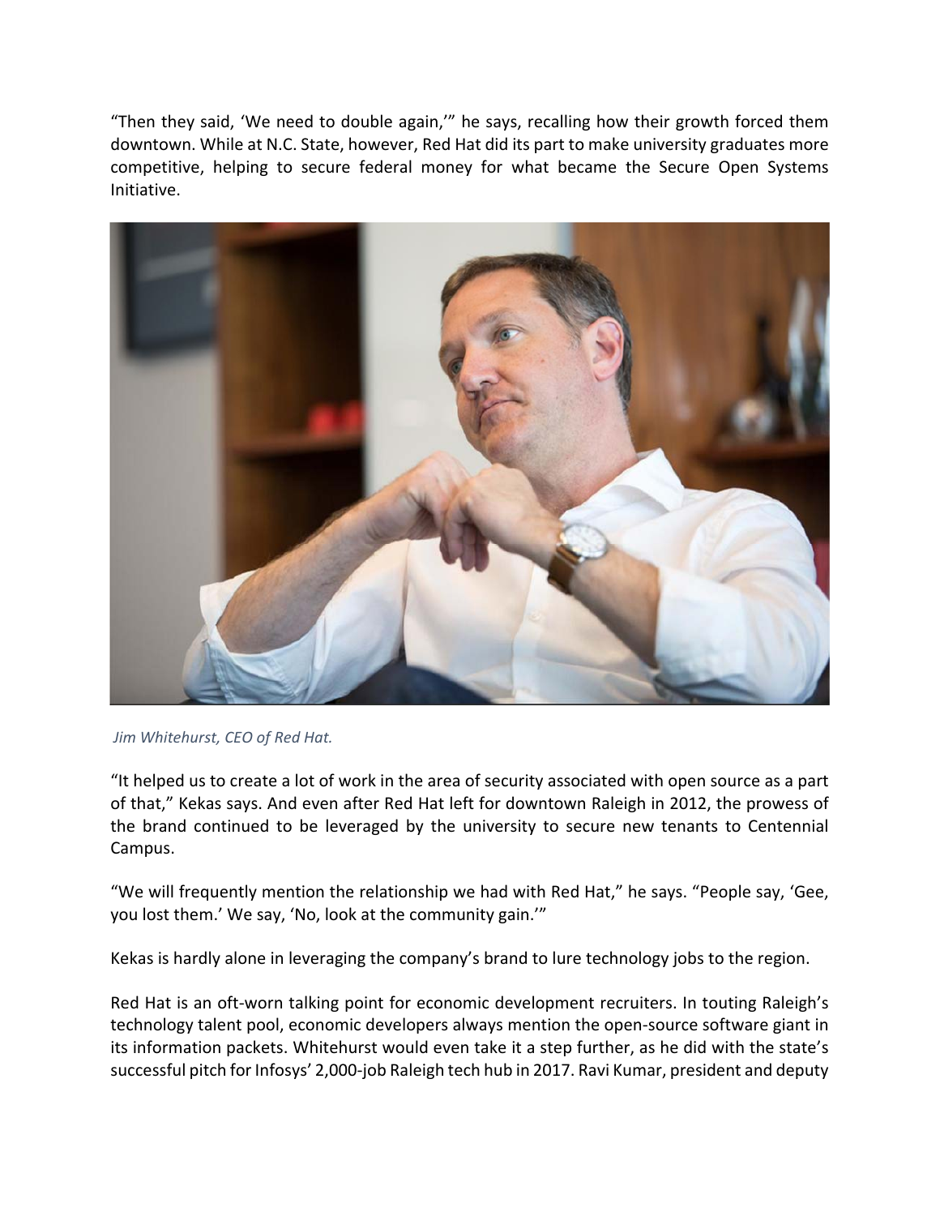"Then they said, 'We need to double again,'" he says, recalling how their growth forced them downtown. While at N.C. State, however, Red Hat did its part to make university graduates more competitive, helping to secure federal money for what became the Secure Open Systems Initiative.

*Jim Whitehurst, CEO of Red Hat.*

"It helped us to create a lot of work in the area of security associated with open source as a part of that," Kekas says. And even after Red Hat left for downtown Raleigh in 2012, the prowess of the brand continued to be leveraged by the university to secure new tenants to Centennial Campus.

"We will frequently mention the relationship we had with Red Hat," he says. "People say, 'Gee, you lost them.' We say, 'No, look at the community gain.'"

Kekas is hardly alone in leveraging the company's brand to lure technology jobs to the region.

Red Hat is an oft-worn talking point for economic development recruiters. In touting Raleigh's technology talent pool, economic developers always mention the open-source software giant in its information packets. Whitehurst would even take it a step further, as he did with the state's successful pitch for Infosys' 2,000-job Raleigh tech hub in 2017. Ravi Kumar, president and deputy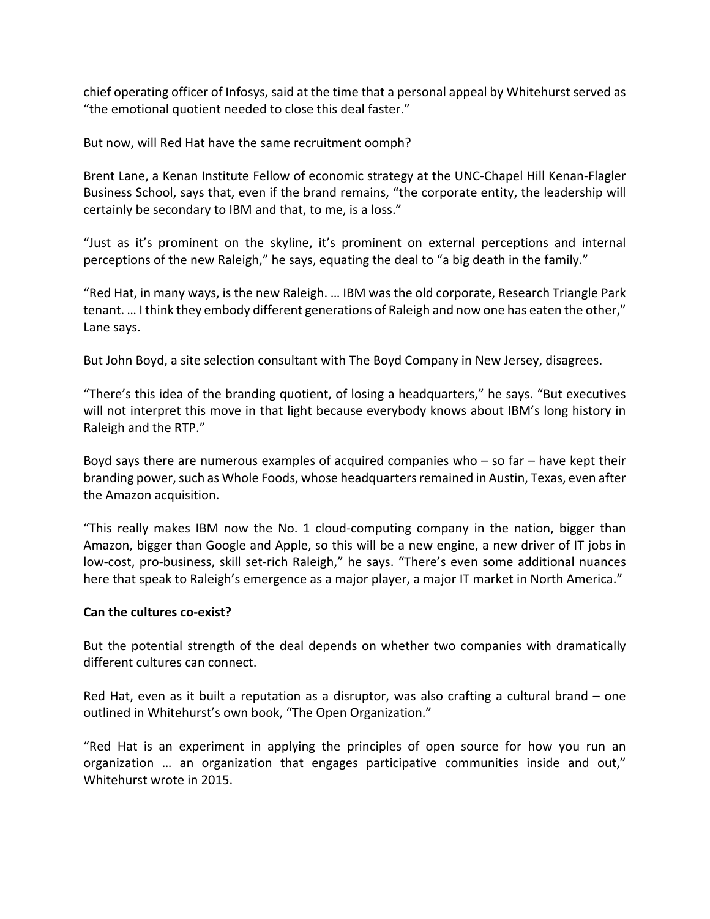chief operating officer of Infosys, said at the time that a personal appeal by Whitehurst served as "the emotional quotient needed to close this deal faster."

But now, will Red Hat have the same recruitment oomph?

Brent Lane, a Kenan Institute Fellow of economic strategy at the UNC-Chapel Hill Kenan-Flagler Business School, says that, even if the brand remains, "the corporate entity, the leadership will certainly be secondary to IBM and that, to me, is a loss."

"Just as it's prominent on the skyline, it's prominent on external perceptions and internal perceptions of the new Raleigh," he says, equating the deal to "a big death in the family."

"Red Hat, in many ways, is the new Raleigh. … IBM was the old corporate, Research Triangle Park tenant. … I think they embody different generations of Raleigh and now one has eaten the other," Lane says.

But John Boyd, a site selection consultant with The Boyd Company in New Jersey, disagrees.

"There's this idea of the branding quotient, of losing a headquarters," he says. "But executives will not interpret this move in that light because everybody knows about IBM's long history in Raleigh and the RTP."

Boyd says there are numerous examples of acquired companies who – so far – have kept their branding power, such as Whole Foods, whose headquarters remained in Austin, Texas, even after the Amazon acquisition.

"This really makes IBM now the No. 1 cloud-computing company in the nation, bigger than Amazon, bigger than Google and Apple, so this will be a new engine, a new driver of IT jobs in low-cost, pro-business, skill set-rich Raleigh," he says. "There's even some additional nuances here that speak to Raleigh's emergence as a major player, a major IT market in North America."

**Can the cultures co-exist?**

But the potential strength of the deal depends on whether two companies with dramatically different cultures can connect.

Red Hat, even as it built a reputation as a disruptor, was also crafting a cultural brand – one outlined in Whitehurst's own book, "The Open Organization."

"Red Hat is an experiment in applying the principles of open source for how you run an organization … an organization that engages participative communities inside and out," Whitehurst wrote in 2015.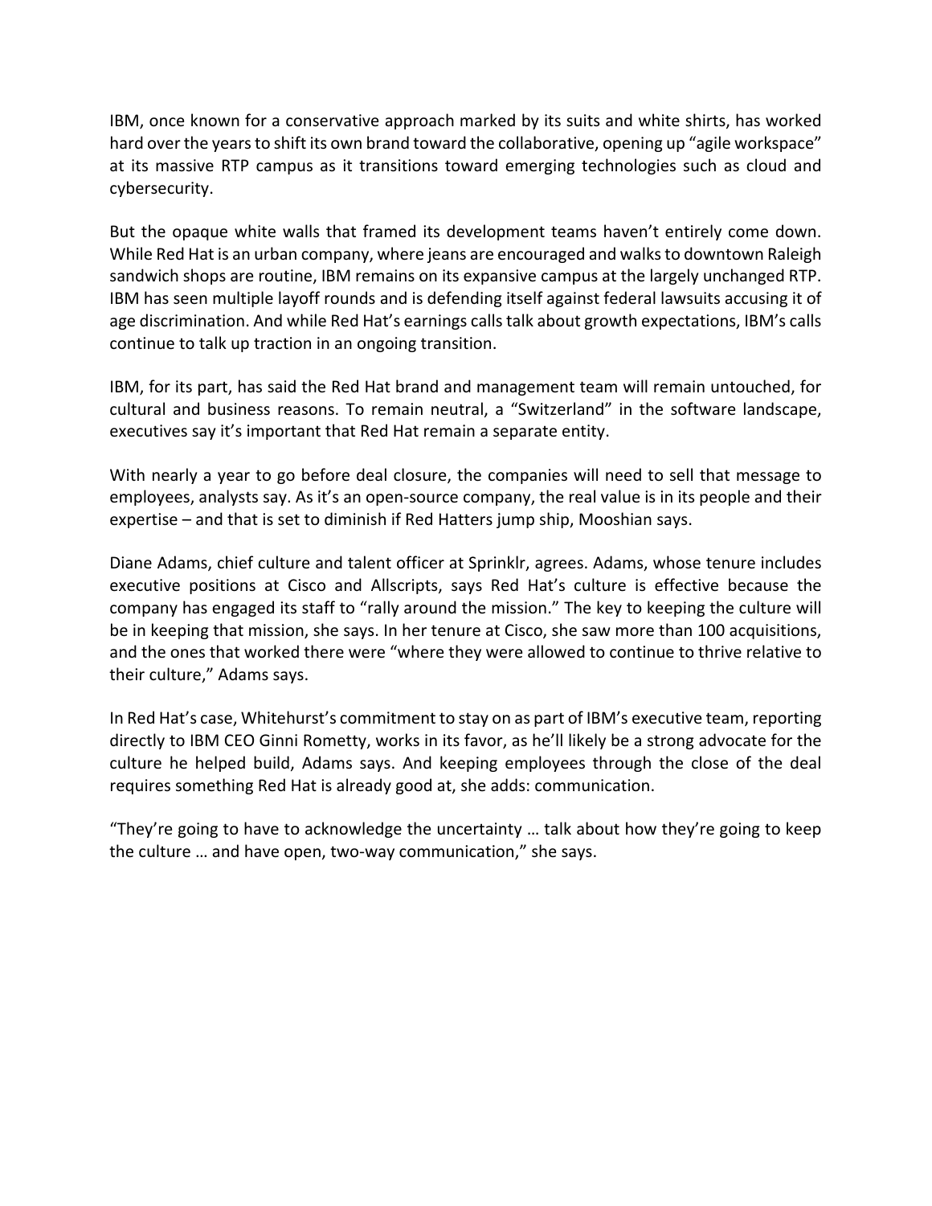IBM, once known for a conservative approach marked by its suits and white shirts, has worked hard over the years to shift its own brand toward the collaborative, opening up "agile workspace" at its massive RTP campus as it transitions toward emerging technologies such as cloud and cybersecurity.

But the opaque white walls that framed its development teams haven't entirely come down. While Red Hat is an urban company, where jeans are encouraged and walks to downtown Raleigh sandwich shops are routine, IBM remains on its expansive campus at the largely unchanged RTP. IBM has seen multiple layoff rounds and is defending itself against federal lawsuits accusing it of age discrimination. And while Red Hat's earnings calls talk about growth expectations, IBM's calls continue to talk up traction in an ongoing transition.

IBM, for its part, has said the Red Hat brand and management team will remain untouched, for cultural and business reasons. To remain neutral, a "Switzerland" in the software landscape, executives say it's important that Red Hat remain a separate entity.

With nearly a year to go before deal closure, the companies will need to sell that message to employees, analysts say. As it's an open-source company, the real value is in its people and their expertise – and that is set to diminish if Red Hatters jump ship, Mooshian says.

Diane Adams, chief culture and talent officer at Sprinklr, agrees. Adams, whose tenure includes executive positions at Cisco and Allscripts, says Red Hat's culture is effective because the company has engaged its staff to "rally around the mission." The key to keeping the culture will be in keeping that mission, she says. In her tenure at Cisco, she saw more than 100 acquisitions, and the ones that worked there were "where they were allowed to continue to thrive relative to their culture," Adams says.

In Red Hat's case, Whitehurst's commitment to stay on as part of IBM's executive team, reporting directly to IBM CEO Ginni Rometty, works in its favor, as he'll likely be a strong advocate for the culture he helped build, Adams says. And keeping employees through the close of the deal requires something Red Hat is already good at, she adds: communication.

"They're going to have to acknowledge the uncertainty … talk about how they're going to keep the culture … and have open, two-way communication," she says.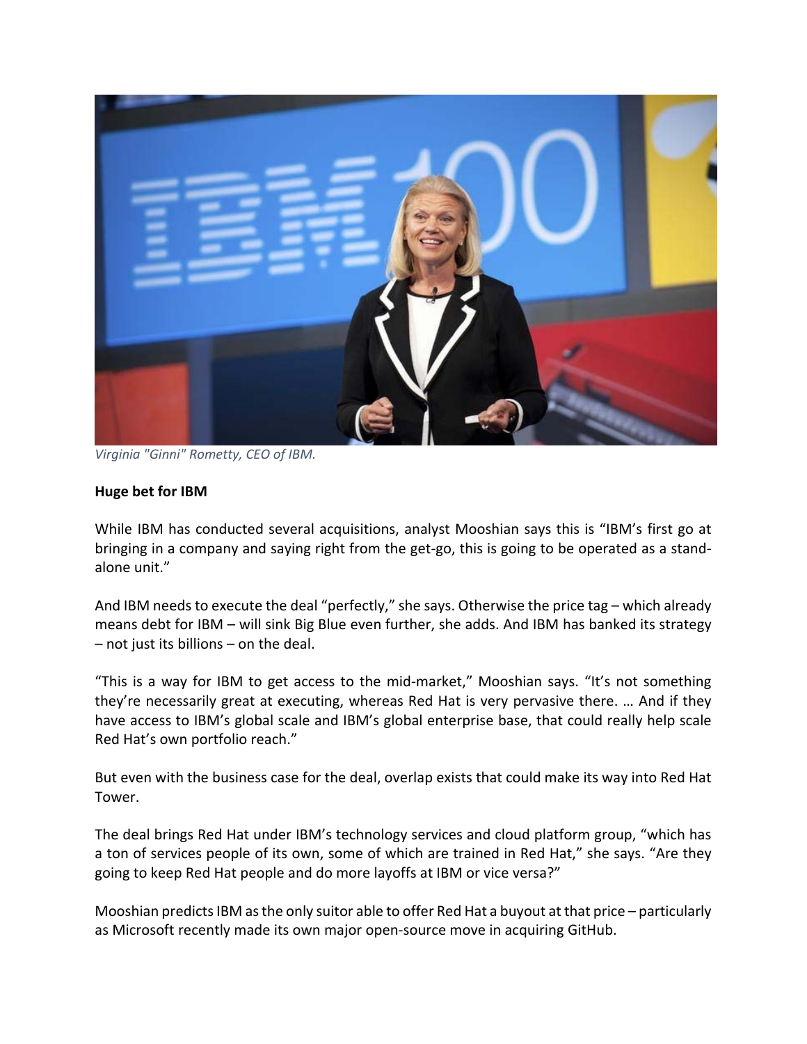*Virginia "Ginni" Rometty, CEO of IBM.*

**Huge bet for IBM**

While IBM has conducted several acquisitions, analyst Mooshian says this is "IBM's first go at bringing in a company and saying right from the get-go, this is going to be operated as a stand-alone unit."

And IBM needs to execute the deal "perfectly," she says. Otherwise the price tag – which already means debt for IBM – will sink Big Blue even further, she adds. And IBM has banked its strategy – not just its billions – on the deal.

"This is a way for IBM to get access to the mid-market," Mooshian says. "It's not something they're necessarily great at executing, whereas Red Hat is very pervasive there. … And if they have access to IBM's global scale and IBM's global enterprise base, that could really help scale Red Hat's own portfolio reach."

But even with the business case for the deal, overlap exists that could make its way into Red Hat Tower.

The deal brings Red Hat under IBM's technology services and cloud platform group, "which has a ton of services people of its own, some of which are trained in Red Hat," she says. "Are they going to keep Red Hat people and do more layoffs at IBM or vice versa?"

Mooshian predicts IBM as the only suitor able to offer Red Hat a buyout at that price – particularly as Microsoft recently made its own major open-source move in acquiring GitHub.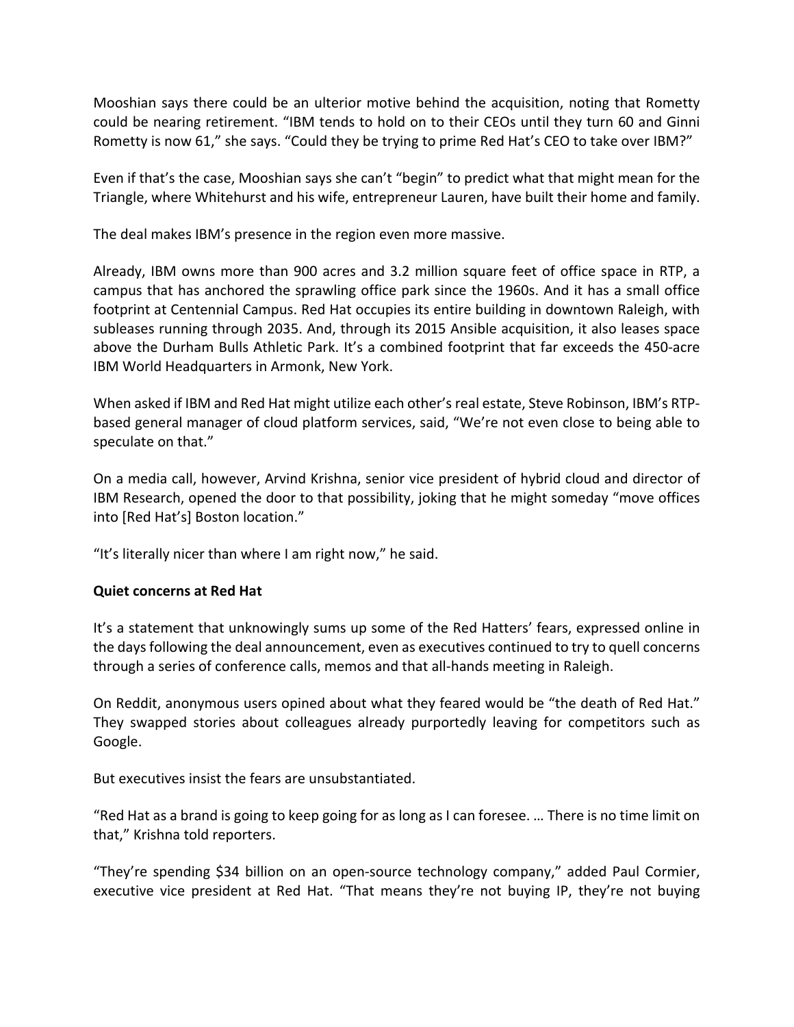Mooshian says there could be an ulterior motive behind the acquisition, noting that Rometty could be nearing retirement. "IBM tends to hold on to their CEOs until they turn 60 and Ginni Rometty is now 61," she says. "Could they be trying to prime Red Hat's CEO to take over IBM?"

Even if that's the case, Mooshian says she can't "begin" to predict what that might mean for the Triangle, where Whitehurst and his wife, entrepreneur Lauren, have built their home and family.

The deal makes IBM's presence in the region even more massive.

Already, IBM owns more than 900 acres and 3.2 million square feet of office space in RTP, a campus that has anchored the sprawling office park since the 1960s. And it has a small office footprint at Centennial Campus. Red Hat occupies its entire building in downtown Raleigh, with subleases running through 2035. And, through its 2015 Ansible acquisition, it also leases space above the Durham Bulls Athletic Park. It's a combined footprint that far exceeds the 450-acre IBM World Headquarters in Armonk, New York.

When asked if IBM and Red Hat might utilize each other's real estate, Steve Robinson, IBM's RTP-based general manager of cloud platform services, said, "We're not even close to being able to speculate on that."

On a media call, however, Arvind Krishna, senior vice president of hybrid cloud and director of IBM Research, opened the door to that possibility, joking that he might someday "move offices into [Red Hat's] Boston location."

"It's literally nicer than where I am right now," he said.

**Quiet concerns at Red Hat**

It's a statement that unknowingly sums up some of the Red Hatters' fears, expressed online in the days following the deal announcement, even as executives continued to try to quell concerns through a series of conference calls, memos and that all-hands meeting in Raleigh.

On Reddit, anonymous users opined about what they feared would be "the death of Red Hat." They swapped stories about colleagues already purportedly leaving for competitors such as Google.

But executives insist the fears are unsubstantiated.

"Red Hat as a brand is going to keep going for as long as I can foresee. … There is no time limit on that," Krishna told reporters.

"They're spending $34 billion on an open-source technology company," added Paul Cormier, executive vice president at Red Hat. "That means they're not buying IP, they're not buying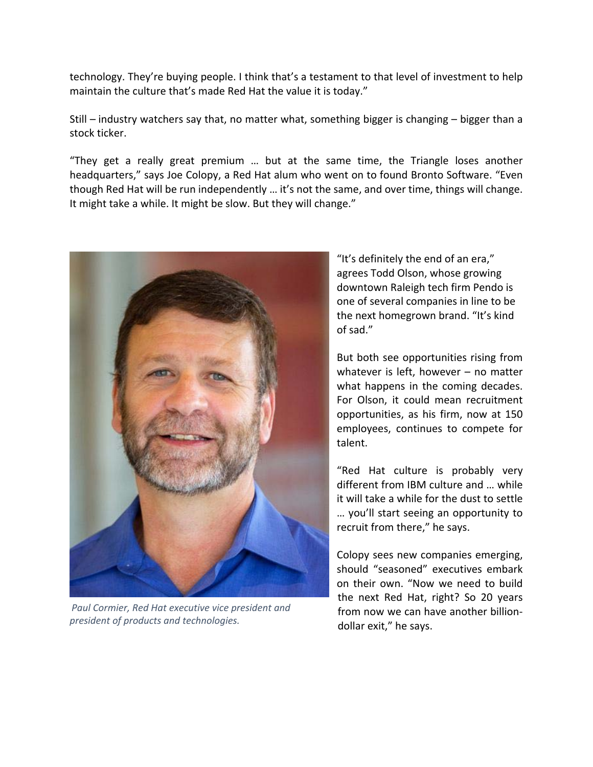technology. They're buying people. I think that's a testament to that level of investment to help maintain the culture that's made Red Hat the value it is today."

Still – industry watchers say that, no matter what, something bigger is changing – bigger than a stock ticker.

"They get a really great premium … but at the same time, the Triangle loses another headquarters," says Joe Colopy, a Red Hat alum who went on to found Bronto Software. "Even though Red Hat will be run independently … it's not the same, and over time, things will change. It might take a while. It might be slow. But they will change."

*Paul Cormier, Red Hat executive vice president and president of products and technologies.*

"It's definitely the end of an era," agrees Todd Olson, whose growing downtown Raleigh tech firm Pendo is one of several companies in line to be the next homegrown brand. "It's kind of sad."

But both see opportunities rising from whatever is left, however – no matter what happens in the coming decades. For Olson, it could mean recruitment opportunities, as his firm, now at 150 employees, continues to compete for talent.

"Red Hat culture is probably very different from IBM culture and … while it will take a while for the dust to settle … you'll start seeing an opportunity to recruit from there," he says.

Colopy sees new companies emerging, should "seasoned" executives embark on their own. "Now we need to build the next Red Hat, right? So 20 years from now we can have another billion-dollar exit," he says.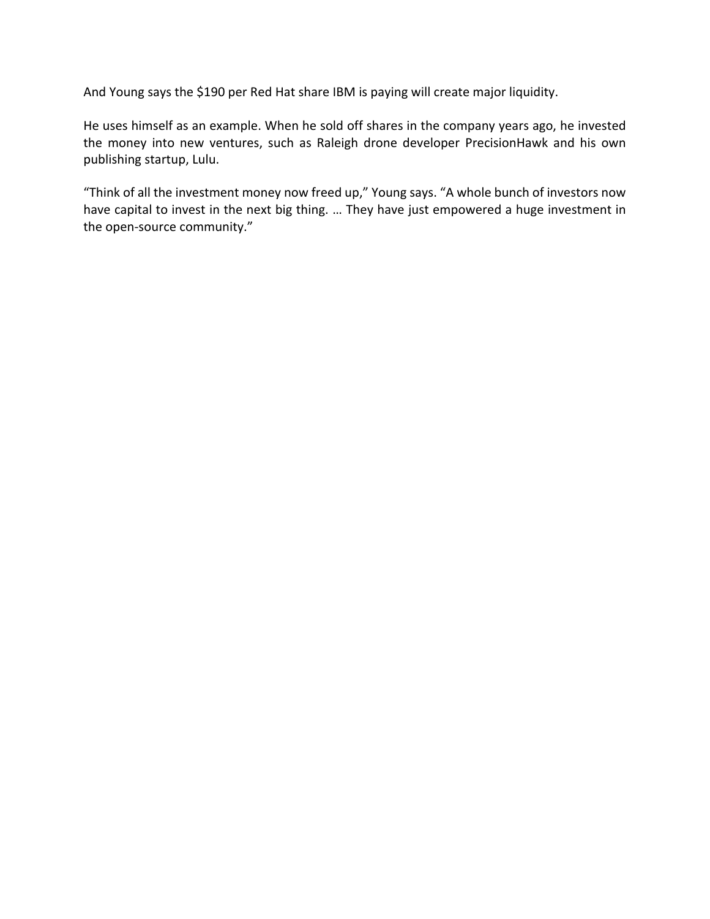And Young says the $190 per Red Hat share IBM is paying will create major liquidity.

He uses himself as an example. When he sold off shares in the company years ago, he invested the money into new ventures, such as Raleigh drone developer PrecisionHawk and his own publishing startup, Lulu.

“Think of all the investment money now freed up,” Young says. “A whole bunch of investors now have capital to invest in the next big thing. … They have just empowered a huge investment in the open-source community.”